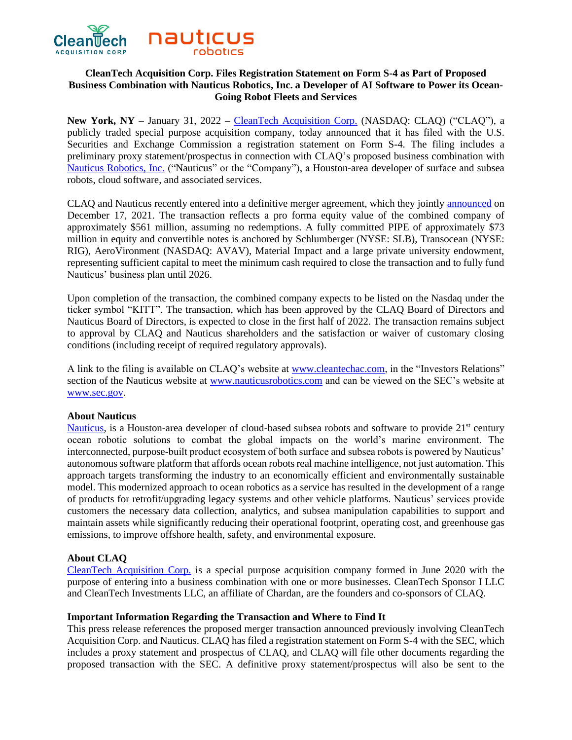# CleanTech Acquisition Corp. Files Registration Statement on Form S-4 as Part of Proposed Business Combination with Nauticus Robotics, Inc. a Developer of AI Software to Power its Ocean-Going Robot Fleets and Services

**New York, NY –** January 31, 2022 – CleanTech Acquisition Corp. (NASDAQ: CLAQ) ("CLAQ"), a publicly traded special purpose acquisition company, today announced that it has filed with the U.S. Securities and Exchange Commission a registration statement on Form S-4. The filing includes a preliminary proxy statement/prospectus in connection with CLAQ's proposed business combination with Nauticus Robotics, Inc. ("Nauticus" or the "Company"), a Houston-area developer of surface and subsea robots, cloud software, and associated services.

CLAQ and Nauticus recently entered into a definitive merger agreement, which they jointly announced on December 17, 2021. The transaction reflects a pro forma equity value of the combined company of approximately $561 million, assuming no redemptions. A fully committed PIPE of approximately $73 million in equity and convertible notes is anchored by Schlumberger (NYSE: SLB), Transocean (NYSE: RIG), AeroVironment (NASDAQ: AVAV), Material Impact and a large private university endowment, representing sufficient capital to meet the minimum cash required to close the transaction and to fully fund Nauticus' business plan until 2026.

Upon completion of the transaction, the combined company expects to be listed on the Nasdaq under the ticker symbol "KITT". The transaction, which has been approved by the CLAQ Board of Directors and Nauticus Board of Directors, is expected to close in the first half of 2022. The transaction remains subject to approval by CLAQ and Nauticus shareholders and the satisfaction or waiver of customary closing conditions (including receipt of required regulatory approvals).

A link to the filing is available on CLAQ's website at www.cleantechac.com, in the "Investors Relations" section of the Nauticus website at www.nauticusrobotics.com and can be viewed on the SEC's website at www.sec.gov.

**About Nauticus**

Nauticus, is a Houston-area developer of cloud-based subsea robots and software to provide 21st century ocean robotic solutions to combat the global impacts on the world's marine environment. The interconnected, purpose-built product ecosystem of both surface and subsea robots is powered by Nauticus' autonomous software platform that affords ocean robots real machine intelligence, not just automation. This approach targets transforming the industry to an economically efficient and environmentally sustainable model. This modernized approach to ocean robotics as a service has resulted in the development of a range of products for retrofit/upgrading legacy systems and other vehicle platforms. Nauticus' services provide customers the necessary data collection, analytics, and subsea manipulation capabilities to support and maintain assets while significantly reducing their operational footprint, operating cost, and greenhouse gas emissions, to improve offshore health, safety, and environmental exposure.

**About CLAQ**

CleanTech Acquisition Corp. is a special purpose acquisition company formed in June 2020 with the purpose of entering into a business combination with one or more businesses. CleanTech Sponsor I LLC and CleanTech Investments LLC, an affiliate of Chardan, are the founders and co-sponsors of CLAQ.

**Important Information Regarding the Transaction and Where to Find It**

This press release references the proposed merger transaction announced previously involving CleanTech Acquisition Corp. and Nauticus. CLAQ has filed a registration statement on Form S-4 with the SEC, which includes a proxy statement and prospectus of CLAQ, and CLAQ will file other documents regarding the proposed transaction with the SEC. A definitive proxy statement/prospectus will also be sent to the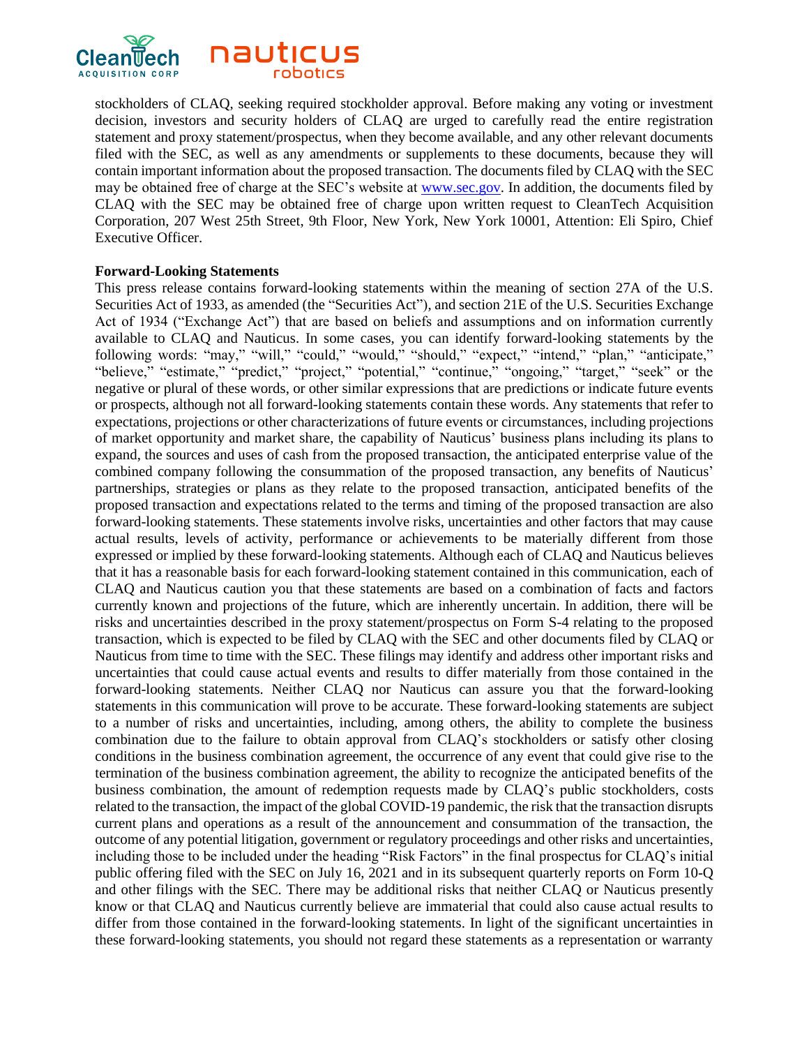stockholders of CLAQ, seeking required stockholder approval. Before making any voting or investment decision, investors and security holders of CLAQ are urged to carefully read the entire registration statement and proxy statement/prospectus, when they become available, and any other relevant documents filed with the SEC, as well as any amendments or supplements to these documents, because they will contain important information about the proposed transaction. The documents filed by CLAQ with the SEC may be obtained free of charge at the SEC's website at www.sec.gov. In addition, the documents filed by CLAQ with the SEC may be obtained free of charge upon written request to CleanTech Acquisition Corporation, 207 West 25th Street, 9th Floor, New York, New York 10001, Attention: Eli Spiro, Chief Executive Officer.

**Forward-Looking Statements**

This press release contains forward-looking statements within the meaning of section 27A of the U.S. Securities Act of 1933, as amended (the "Securities Act"), and section 21E of the U.S. Securities Exchange Act of 1934 ("Exchange Act") that are based on beliefs and assumptions and on information currently available to CLAQ and Nauticus. In some cases, you can identify forward-looking statements by the following words: "may," "will," "could," "would," "should," "expect," "intend," "plan," "anticipate," "believe," "estimate," "predict," "project," "potential," "continue," "ongoing," "target," "seek" or the negative or plural of these words, or other similar expressions that are predictions or indicate future events or prospects, although not all forward-looking statements contain these words. Any statements that refer to expectations, projections or other characterizations of future events or circumstances, including projections of market opportunity and market share, the capability of Nauticus' business plans including its plans to expand, the sources and uses of cash from the proposed transaction, the anticipated enterprise value of the combined company following the consummation of the proposed transaction, any benefits of Nauticus' partnerships, strategies or plans as they relate to the proposed transaction, anticipated benefits of the proposed transaction and expectations related to the terms and timing of the proposed transaction are also forward-looking statements. These statements involve risks, uncertainties and other factors that may cause actual results, levels of activity, performance or achievements to be materially different from those expressed or implied by these forward-looking statements. Although each of CLAQ and Nauticus believes that it has a reasonable basis for each forward-looking statement contained in this communication, each of CLAQ and Nauticus caution you that these statements are based on a combination of facts and factors currently known and projections of the future, which are inherently uncertain. In addition, there will be risks and uncertainties described in the proxy statement/prospectus on Form S-4 relating to the proposed transaction, which is expected to be filed by CLAQ with the SEC and other documents filed by CLAQ or Nauticus from time to time with the SEC. These filings may identify and address other important risks and uncertainties that could cause actual events and results to differ materially from those contained in the forward-looking statements. Neither CLAQ nor Nauticus can assure you that the forward-looking statements in this communication will prove to be accurate. These forward-looking statements are subject to a number of risks and uncertainties, including, among others, the ability to complete the business combination due to the failure to obtain approval from CLAQ's stockholders or satisfy other closing conditions in the business combination agreement, the occurrence of any event that could give rise to the termination of the business combination agreement, the ability to recognize the anticipated benefits of the business combination, the amount of redemption requests made by CLAQ's public stockholders, costs related to the transaction, the impact of the global COVID-19 pandemic, the risk that the transaction disrupts current plans and operations as a result of the announcement and consummation of the transaction, the outcome of any potential litigation, government or regulatory proceedings and other risks and uncertainties, including those to be included under the heading "Risk Factors" in the final prospectus for CLAQ's initial public offering filed with the SEC on July 16, 2021 and in its subsequent quarterly reports on Form 10-Q and other filings with the SEC. There may be additional risks that neither CLAQ or Nauticus presently know or that CLAQ and Nauticus currently believe are immaterial that could also cause actual results to differ from those contained in the forward-looking statements. In light of the significant uncertainties in these forward-looking statements, you should not regard these statements as a representation or warranty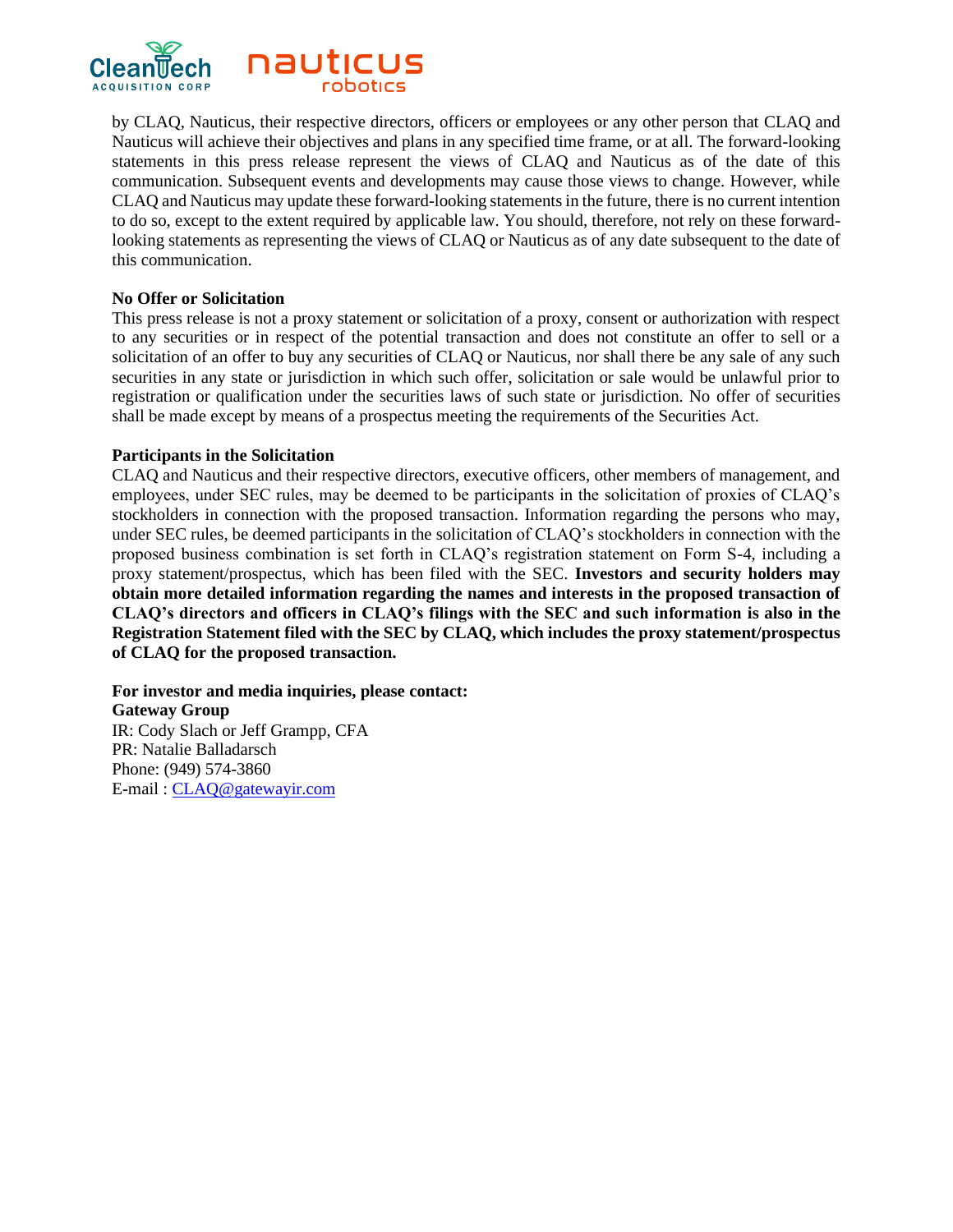by CLAQ, Nauticus, their respective directors, officers or employees or any other person that CLAQ and Nauticus will achieve their objectives and plans in any specified time frame, or at all. The forward-looking statements in this press release represent the views of CLAQ and Nauticus as of the date of this communication. Subsequent events and developments may cause those views to change. However, while CLAQ and Nauticus may update these forward-looking statements in the future, there is no current intention to do so, except to the extent required by applicable law. You should, therefore, not rely on these forward-looking statements as representing the views of CLAQ or Nauticus as of any date subsequent to the date of this communication.

**No Offer or Solicitation**

This press release is not a proxy statement or solicitation of a proxy, consent or authorization with respect to any securities or in respect of the potential transaction and does not constitute an offer to sell or a solicitation of an offer to buy any securities of CLAQ or Nauticus, nor shall there be any sale of any such securities in any state or jurisdiction in which such offer, solicitation or sale would be unlawful prior to registration or qualification under the securities laws of such state or jurisdiction. No offer of securities shall be made except by means of a prospectus meeting the requirements of the Securities Act.

**Participants in the Solicitation**

CLAQ and Nauticus and their respective directors, executive officers, other members of management, and employees, under SEC rules, may be deemed to be participants in the solicitation of proxies of CLAQ's stockholders in connection with the proposed transaction. Information regarding the persons who may, under SEC rules, be deemed participants in the solicitation of CLAQ's stockholders in connection with the proposed business combination is set forth in CLAQ's registration statement on Form S-4, including a proxy statement/prospectus, which has been filed with the SEC. **Investors and security holders may obtain more detailed information regarding the names and interests in the proposed transaction of CLAQ's directors and officers in CLAQ's filings with the SEC and such information is also in the Registration Statement filed with the SEC by CLAQ, which includes the proxy statement/prospectus of CLAQ for the proposed transaction.**

**For investor and media inquiries, please contact:**
**Gateway Group**
IR: Cody Slach or Jeff Grampp, CFA
PR: Natalie Balladarsch
Phone: (949) 574-3860
E-mail : CLAQ@gatewayir.com